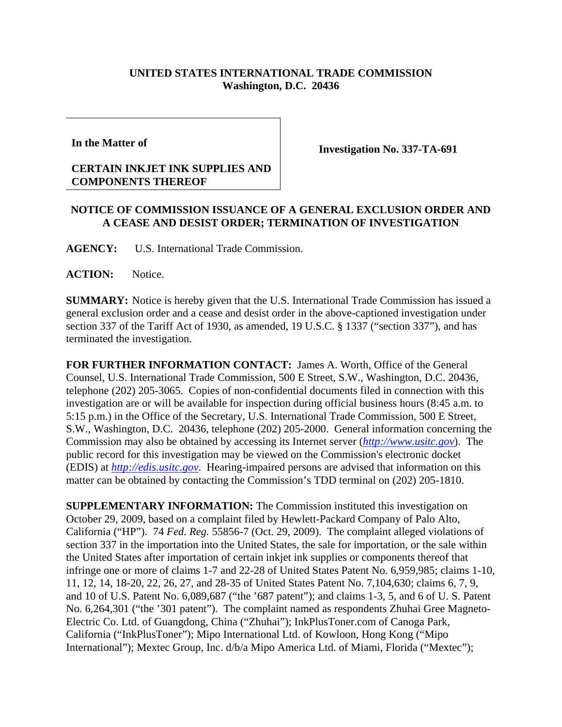**UNITED STATES INTERNATIONAL TRADE COMMISSION**
**Washington, D.C. 20436**

| **In the Matter of**<br><br>**CERTAIN INKJET INK SUPPLIES AND COMPONENTS THEREOF** | **Investigation No. 337-TA-691** |
| --- | --- |

## NOTICE OF COMMISSION ISSUANCE OF A GENERAL EXCLUSION ORDER AND A CEASE AND DESIST ORDER; TERMINATION OF INVESTIGATION

**AGENCY:** U.S. International Trade Commission.

**ACTION:** Notice.

**SUMMARY:** Notice is hereby given that the U.S. International Trade Commission has issued a general exclusion order and a cease and desist order in the above-captioned investigation under section 337 of the Tariff Act of 1930, as amended, 19 U.S.C. § 1337 ("section 337"), and has terminated the investigation.

**FOR FURTHER INFORMATION CONTACT:** James A. Worth, Office of the General Counsel, U.S. International Trade Commission, 500 E Street, S.W., Washington, D.C. 20436, telephone (202) 205-3065. Copies of non-confidential documents filed in connection with this investigation are or will be available for inspection during official business hours (8:45 a.m. to 5:15 p.m.) in the Office of the Secretary, U.S. International Trade Commission, 500 E Street, S.W., Washington, D.C. 20436, telephone (202) 205-2000. General information concerning the Commission may also be obtained by accessing its Internet server (*http://www.usitc.gov*). The public record for this investigation may be viewed on the Commission's electronic docket (EDIS) at *http://edis.usitc.gov*. Hearing-impaired persons are advised that information on this matter can be obtained by contacting the Commission's TDD terminal on (202) 205-1810.

**SUPPLEMENTARY INFORMATION:** The Commission instituted this investigation on October 29, 2009, based on a complaint filed by Hewlett-Packard Company of Palo Alto, California ("HP"). 74 *Fed. Reg.* 55856-7 (Oct. 29, 2009). The complaint alleged violations of section 337 in the importation into the United States, the sale for importation, or the sale within the United States after importation of certain inkjet ink supplies or components thereof that infringe one or more of claims 1-7 and 22-28 of United States Patent No. 6,959,985; claims 1-10, 11, 12, 14, 18-20, 22, 26, 27, and 28-35 of United States Patent No. 7,104,630; claims 6, 7, 9, and 10 of U.S. Patent No. 6,089,687 ("the '687 patent"); and claims 1-3, 5, and 6 of U. S. Patent No. 6,264,301 ("the '301 patent"). The complaint named as respondents Zhuhai Gree Magneto-Electric Co. Ltd. of Guangdong, China ("Zhuhai"); InkPlusToner.com of Canoga Park, California ("InkPlusToner"); Mipo International Ltd. of Kowloon, Hong Kong ("Mipo International"); Mextec Group, Inc. d/b/a Mipo America Ltd. of Miami, Florida ("Mextec");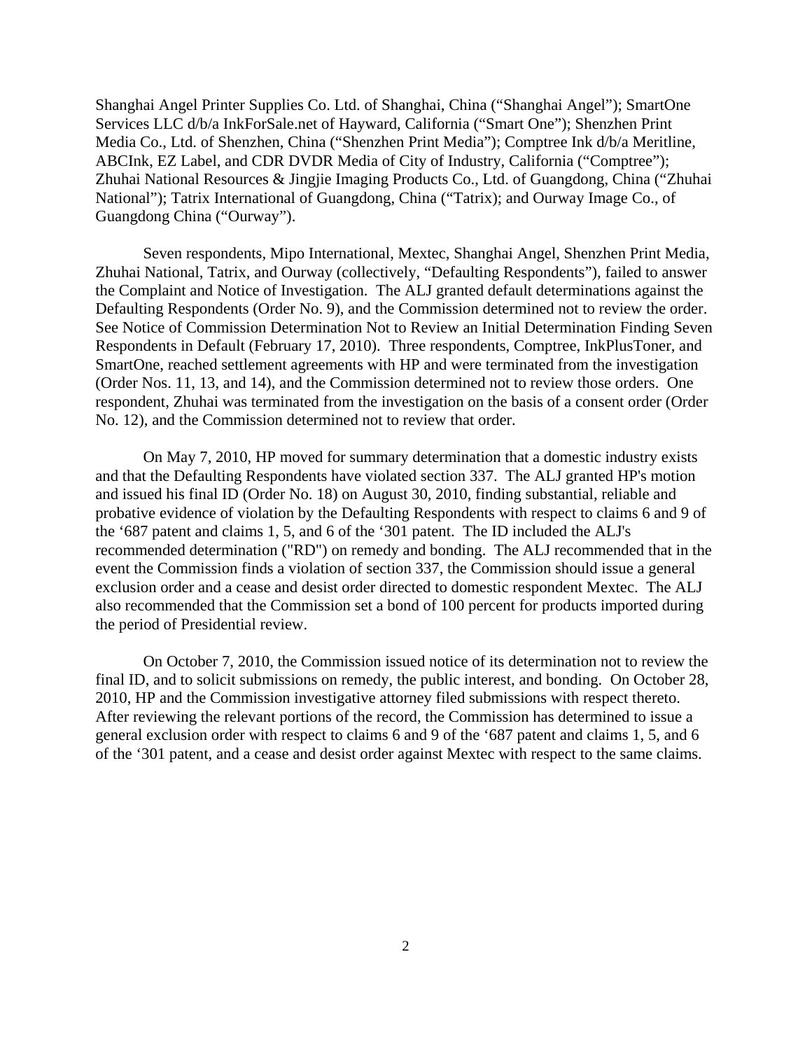Shanghai Angel Printer Supplies Co. Ltd. of Shanghai, China ("Shanghai Angel"); SmartOne Services LLC d/b/a InkForSale.net of Hayward, California ("Smart One"); Shenzhen Print Media Co., Ltd. of Shenzhen, China ("Shenzhen Print Media"); Comptree Ink d/b/a Meritline, ABCInk, EZ Label, and CDR DVDR Media of City of Industry, California ("Comptree"); Zhuhai National Resources & Jingjie Imaging Products Co., Ltd. of Guangdong, China ("Zhuhai National"); Tatrix International of Guangdong, China ("Tatrix); and Ourway Image Co., of Guangdong China ("Ourway").

Seven respondents, Mipo International, Mextec, Shanghai Angel, Shenzhen Print Media, Zhuhai National, Tatrix, and Ourway (collectively, "Defaulting Respondents"), failed to answer the Complaint and Notice of Investigation. The ALJ granted default determinations against the Defaulting Respondents (Order No. 9), and the Commission determined not to review the order. See Notice of Commission Determination Not to Review an Initial Determination Finding Seven Respondents in Default (February 17, 2010). Three respondents, Comptree, InkPlusToner, and SmartOne, reached settlement agreements with HP and were terminated from the investigation (Order Nos. 11, 13, and 14), and the Commission determined not to review those orders. One respondent, Zhuhai was terminated from the investigation on the basis of a consent order (Order No. 12), and the Commission determined not to review that order.

On May 7, 2010, HP moved for summary determination that a domestic industry exists and that the Defaulting Respondents have violated section 337. The ALJ granted HP's motion and issued his final ID (Order No. 18) on August 30, 2010, finding substantial, reliable and probative evidence of violation by the Defaulting Respondents with respect to claims 6 and 9 of the '687 patent and claims 1, 5, and 6 of the '301 patent. The ID included the ALJ's recommended determination ("RD") on remedy and bonding. The ALJ recommended that in the event the Commission finds a violation of section 337, the Commission should issue a general exclusion order and a cease and desist order directed to domestic respondent Mextec. The ALJ also recommended that the Commission set a bond of 100 percent for products imported during the period of Presidential review.

On October 7, 2010, the Commission issued notice of its determination not to review the final ID, and to solicit submissions on remedy, the public interest, and bonding. On October 28, 2010, HP and the Commission investigative attorney filed submissions with respect thereto. After reviewing the relevant portions of the record, the Commission has determined to issue a general exclusion order with respect to claims 6 and 9 of the '687 patent and claims 1, 5, and 6 of the '301 patent, and a cease and desist order against Mextec with respect to the same claims.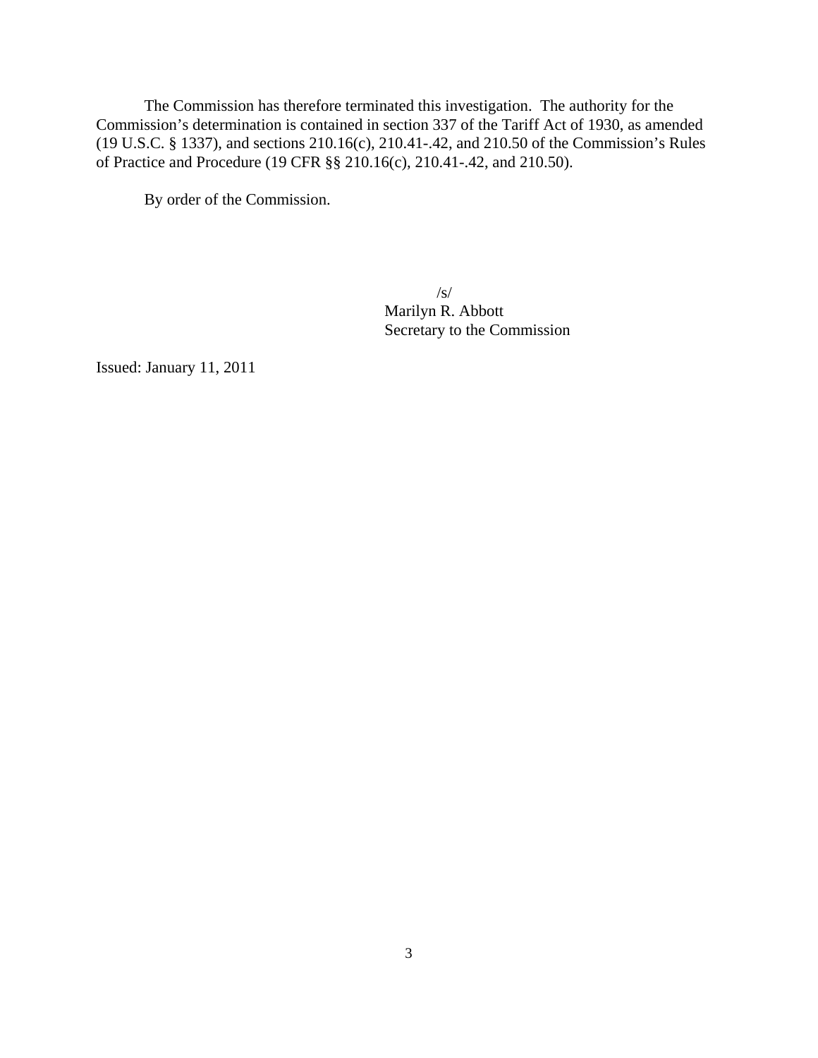The Commission has therefore terminated this investigation. The authority for the Commission's determination is contained in section 337 of the Tariff Act of 1930, as amended (19 U.S.C. § 1337), and sections 210.16(c), 210.41-.42, and 210.50 of the Commission's Rules of Practice and Procedure (19 CFR §§ 210.16(c), 210.41-.42, and 210.50).

By order of the Commission.

/s/
Marilyn R. Abbott
Secretary to the Commission

Issued: January 11, 2011